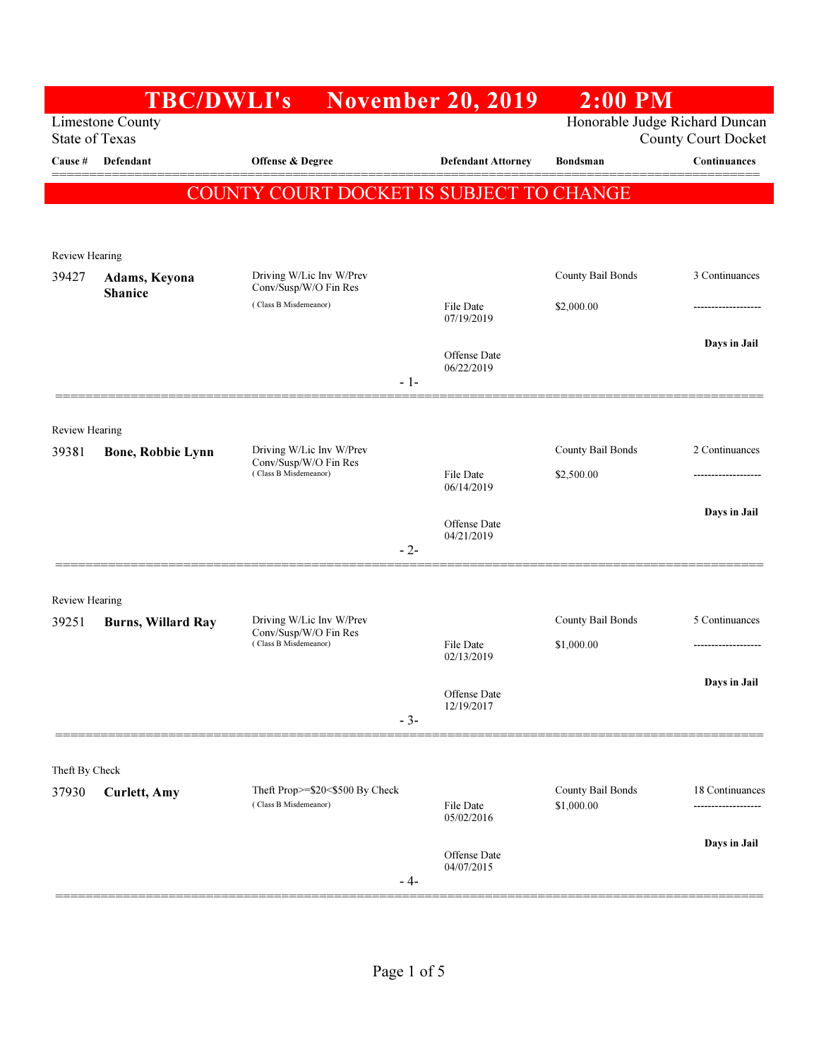# TBC/DWLI's November 20, 2019 2:00 PM

Limestone County
State of Texas

Honorable Judge Richard Duncan
County Court Docket

| Cause # | Defendant | Offense & Degree | Defendant Attorney | Bondsman | Continuances |
|---|---|---|---|---|---|

## COUNTY COURT DOCKET IS SUBJECT TO CHANGE

Review Hearing

| Cause # | Defendant | Offense & Degree | Defendant Attorney | Bondsman | Continuances |
|---|---|---|---|---|---|
| 39427 | **Adams, Keyona Shanice** | Driving W/Lic Inv W/Prev Conv/Susp/W/O Fin Res ( Class B Misdemeanor) | File Date 07/19/2019<br>Offense Date 06/22/2019 | County Bail Bonds<br>$2,000.00 | 3 Continuances<br>-------------------<br>**Days in Jail** |

- 1-

Review Hearing

| Cause # | Defendant | Offense & Degree | Defendant Attorney | Bondsman | Continuances |
|---|---|---|---|---|---|
| 39381 | **Bone, Robbie Lynn** | Driving W/Lic Inv W/Prev Conv/Susp/W/O Fin Res ( Class B Misdemeanor) | File Date 06/14/2019<br>Offense Date 04/21/2019 | County Bail Bonds<br>$2,500.00 | 2 Continuances<br>-------------------<br>**Days in Jail** |

- 2-

Review Hearing

| Cause # | Defendant | Offense & Degree | Defendant Attorney | Bondsman | Continuances |
|---|---|---|---|---|---|
| 39251 | **Burns, Willard Ray** | Driving W/Lic Inv W/Prev Conv/Susp/W/O Fin Res ( Class B Misdemeanor) | File Date 02/13/2019<br>Offense Date 12/19/2017 | County Bail Bonds<br>$1,000.00 | 5 Continuances<br>-------------------<br>**Days in Jail** |

- 3-

Theft By Check

| Cause # | Defendant | Offense & Degree | Defendant Attorney | Bondsman | Continuances |
|---|---|---|---|---|---|
| 37930 | **Curlett, Amy** | Theft Prop>=$20<$500 By Check ( Class B Misdemeanor) | File Date 05/02/2016<br>Offense Date 04/07/2015 | County Bail Bonds<br>$1,000.00 | 18 Continuances<br>-------------------<br>**Days in Jail** |

- 4-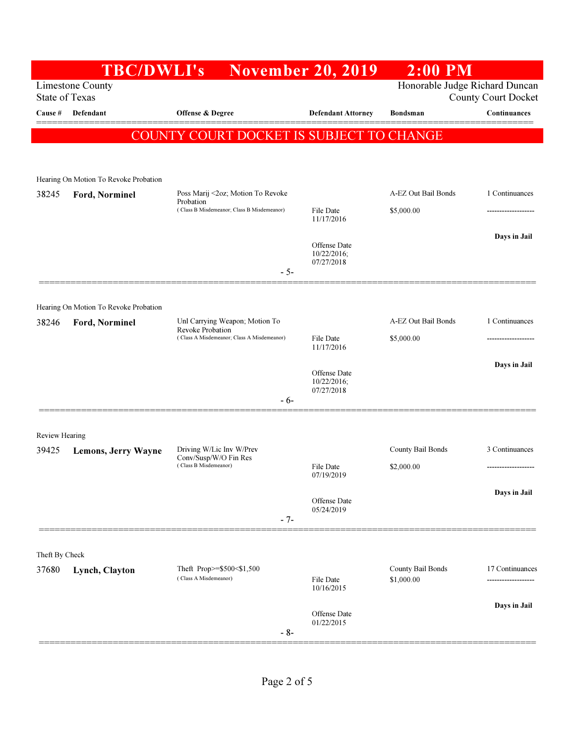# TBC/DWLI's November 20, 2019 2:00 PM

Limestone County
State of Texas

Honorable Judge Richard Duncan
County Court Docket

**COUNTY COURT DOCKET IS SUBJECT TO CHANGE**

| Cause # | Defendant | Offense & Degree | Defendant Attorney | Bondsman | Continuances |
|---|---|---|---|---|---|
| Hearing On Motion To Revoke Probation | | | | | |
| 38245 | **Ford, Norminel** | Poss Marij <2oz; Motion To Revoke Probation (Class B Misdemeanor; Class B Misdemeanor) | File Date 11/17/2016; Offense Date 10/22/2016; 07/27/2018 | A-EZ Out Bail Bonds $5,000.00 | 1 Continuances; **Days in Jail** |
| | | - 5- | | | |
| Hearing On Motion To Revoke Probation | | | | | |
| 38246 | **Ford, Norminel** | Unl Carrying Weapon; Motion To Revoke Probation (Class A Misdemeanor; Class A Misdemeanor) | File Date 11/17/2016; Offense Date 10/22/2016; 07/27/2018 | A-EZ Out Bail Bonds $5,000.00 | 1 Continuances; **Days in Jail** |
| | | - 6- | | | |
| Review Hearing | | | | | |
| 39425 | **Lemons, Jerry Wayne** | Driving W/Lic Inv W/Prev Conv/Susp/W/O Fin Res (Class B Misdemeanor) | File Date 07/19/2019; Offense Date 05/24/2019 | County Bail Bonds $2,000.00 | 3 Continuances; **Days in Jail** |
| | | - 7- | | | |
| Theft By Check | | | | | |
| 37680 | **Lynch, Clayton** | Theft Prop>=$500<$1,500 (Class A Misdemeanor) | File Date 10/16/2015; Offense Date 01/22/2015 | County Bail Bonds $1,000.00 | 17 Continuances; **Days in Jail** |
| | | - 8- | | | |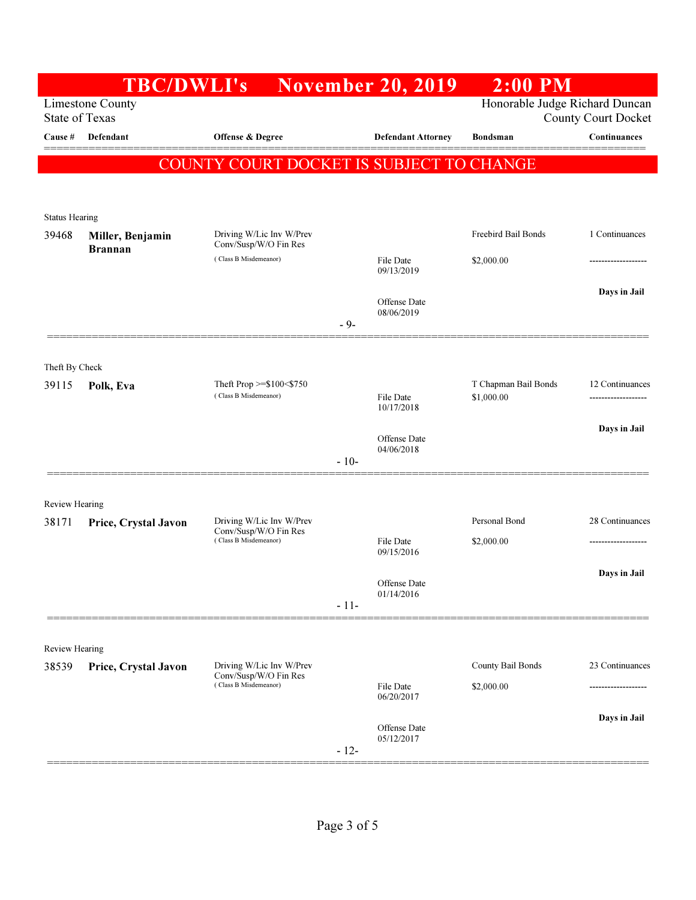# TBC/DWLI's November 20, 2019 2:00 PM

Limestone County
State of Texas

Honorable Judge Richard Duncan
County Court Docket

| Cause # | Defendant | Offense & Degree | Defendant Attorney | Bondsman | Continuances |
|---|---|---|---|---|---|

**COUNTY COURT DOCKET IS SUBJECT TO CHANGE**

Status Hearing

| Cause # | Defendant | Offense & Degree | Defendant Attorney | Bondsman | Continuances |
|---|---|---|---|---|---|
| 39468 | **Miller, Benjamin Brannan** | Driving W/Lic Inv W/Prev Conv/Susp/W/O Fin Res (Class B Misdemeanor) | File Date 09/13/2019<br>Offense Date 08/06/2019 | Freebird Bail Bonds<br>$2,000.00 | 1 Continuances<br>-------------------<br>Days in Jail |

- 9-

Theft By Check

| Cause # | Defendant | Offense & Degree | Defendant Attorney | Bondsman | Continuances |
|---|---|---|---|---|---|
| 39115 | **Polk, Eva** | Theft Prop >=$100<$750 (Class B Misdemeanor) | File Date 10/17/2018<br>Offense Date 04/06/2018 | T Chapman Bail Bonds<br>$1,000.00 | 12 Continuances<br>-------------------<br>Days in Jail |

- 10-

Review Hearing

| Cause # | Defendant | Offense & Degree | Defendant Attorney | Bondsman | Continuances |
|---|---|---|---|---|---|
| 38171 | **Price, Crystal Javon** | Driving W/Lic Inv W/Prev Conv/Susp/W/O Fin Res (Class B Misdemeanor) | File Date 09/15/2016<br>Offense Date 01/14/2016 | Personal Bond<br>$2,000.00 | 28 Continuances<br>-------------------<br>Days in Jail |

- 11-

Review Hearing

| Cause # | Defendant | Offense & Degree | Defendant Attorney | Bondsman | Continuances |
|---|---|---|---|---|---|
| 38539 | **Price, Crystal Javon** | Driving W/Lic Inv W/Prev Conv/Susp/W/O Fin Res (Class B Misdemeanor) | File Date 06/20/2017<br>Offense Date 05/12/2017 | County Bail Bonds<br>$2,000.00 | 23 Continuances<br>-------------------<br>Days in Jail |

- 12-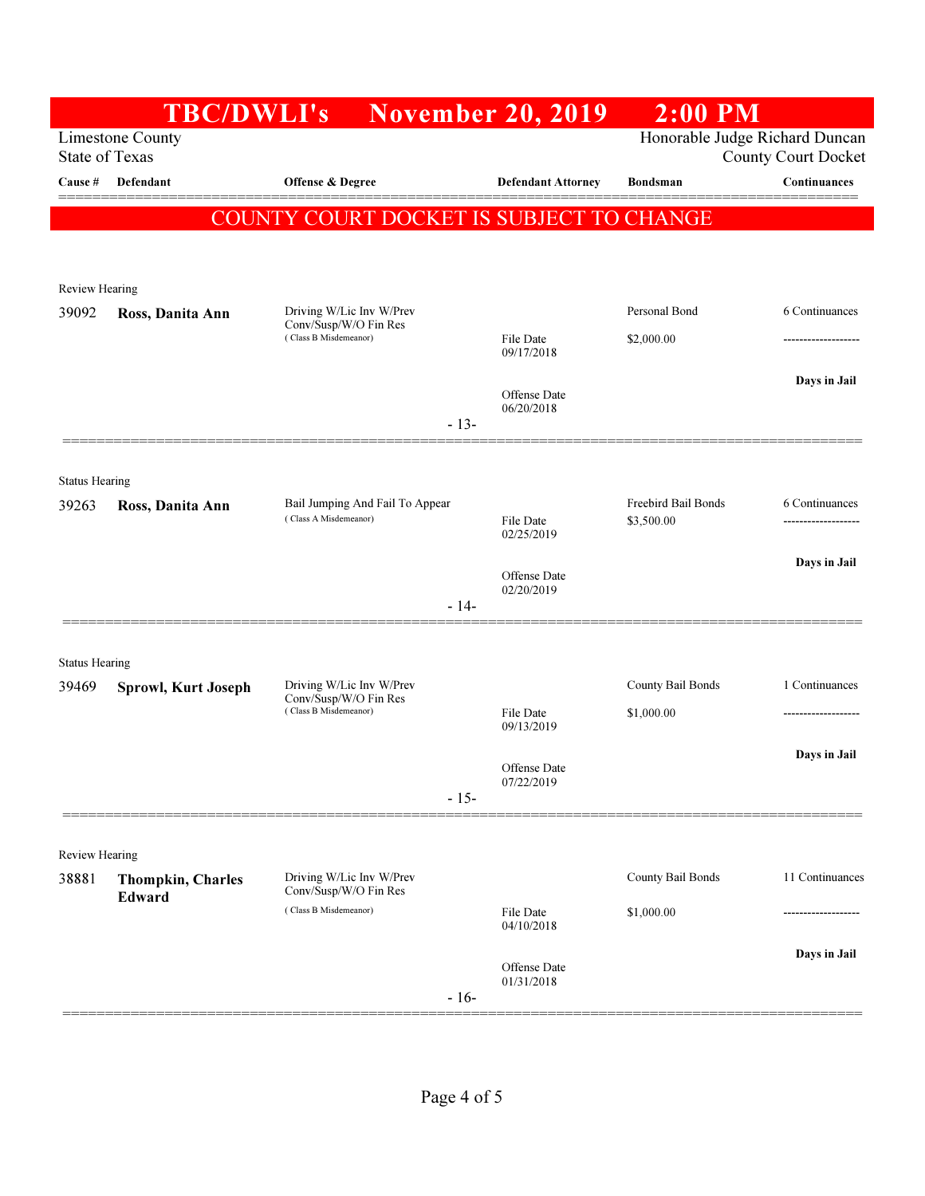# TBC/DWLI's November 20, 2019 2:00 PM

Limestone County
State of Texas

Honorable Judge Richard Duncan
County Court Docket

| Cause # | Defendant | Offense & Degree | Defendant Attorney | Bondsman | Continuances |
|---|---|---|---|---|---|

## COUNTY COURT DOCKET IS SUBJECT TO CHANGE

Review Hearing

| Cause # | Defendant | Offense & Degree | Defendant Attorney | Bondsman | Continuances |
|---|---|---|---|---|---|
| 39092 | **Ross, Danita Ann** | Driving W/Lic Inv W/Prev Conv/Susp/W/O Fin Res (Class B Misdemeanor) | File Date 09/17/2018<br>Offense Date 06/20/2018 | Personal Bond<br>$2,000.00 | 6 Continuances<br>-------------------<br>**Days in Jail** |

- 13-

Status Hearing

| Cause # | Defendant | Offense & Degree | Defendant Attorney | Bondsman | Continuances |
|---|---|---|---|---|---|
| 39263 | **Ross, Danita Ann** | Bail Jumping And Fail To Appear (Class A Misdemeanor) | File Date 02/25/2019<br>Offense Date 02/20/2019 | Freebird Bail Bonds<br>$3,500.00 | 6 Continuances<br>-------------------<br>**Days in Jail** |

- 14-

Status Hearing

| Cause # | Defendant | Offense & Degree | Defendant Attorney | Bondsman | Continuances |
|---|---|---|---|---|---|
| 39469 | **Sprowl, Kurt Joseph** | Driving W/Lic Inv W/Prev Conv/Susp/W/O Fin Res (Class B Misdemeanor) | File Date 09/13/2019<br>Offense Date 07/22/2019 | County Bail Bonds<br>$1,000.00 | 1 Continuances<br>-------------------<br>**Days in Jail** |

- 15-

Review Hearing

| Cause # | Defendant | Offense & Degree | Defendant Attorney | Bondsman | Continuances |
|---|---|---|---|---|---|
| 38881 | **Thompkin, Charles Edward** | Driving W/Lic Inv W/Prev Conv/Susp/W/O Fin Res (Class B Misdemeanor) | File Date 04/10/2018<br>Offense Date 01/31/2018 | County Bail Bonds<br>$1,000.00 | 11 Continuances<br>-------------------<br>**Days in Jail** |

- 16-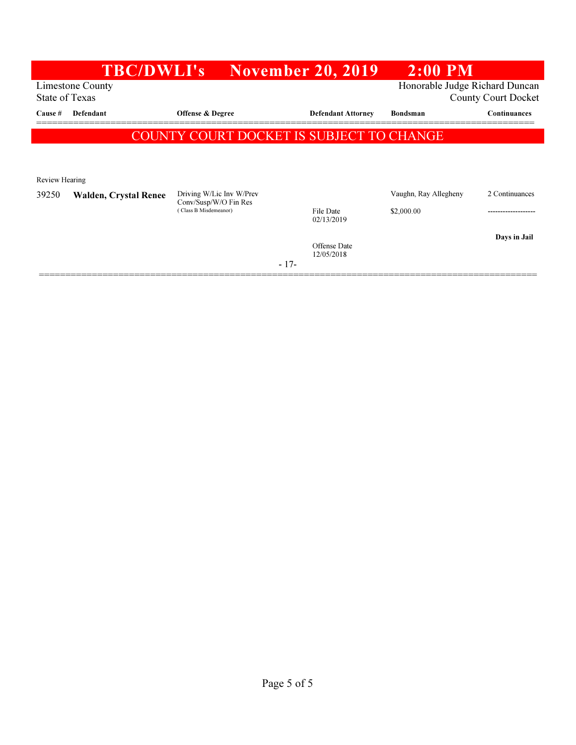# TBC/DWLI's November 20, 2019 2:00 PM

Limestone County
State of Texas

Honorable Judge Richard Duncan
County Court Docket

| Cause # | Defendant | Offense & Degree | | Defendant Attorney | Bondsman | Continuances |
|---|---|---|---|---|---|---|

## COUNTY COURT DOCKET IS SUBJECT TO CHANGE

Review Hearing

| Cause # | Defendant | Offense & Degree | | Defendant Attorney | Bondsman | Continuances |
|---|---|---|---|---|---|---|
| 39250 | **Walden, Crystal Renee** | Driving W/Lic Inv W/Prev Conv/Susp/W/O Fin Res ( Class B Misdemeanor) | File Date 02/13/2019 Offense Date 12/05/2018 | | Vaughn, Ray Allegheny $2,000.00 | 2 Continuances ------------------- **Days in Jail** |

- 17-